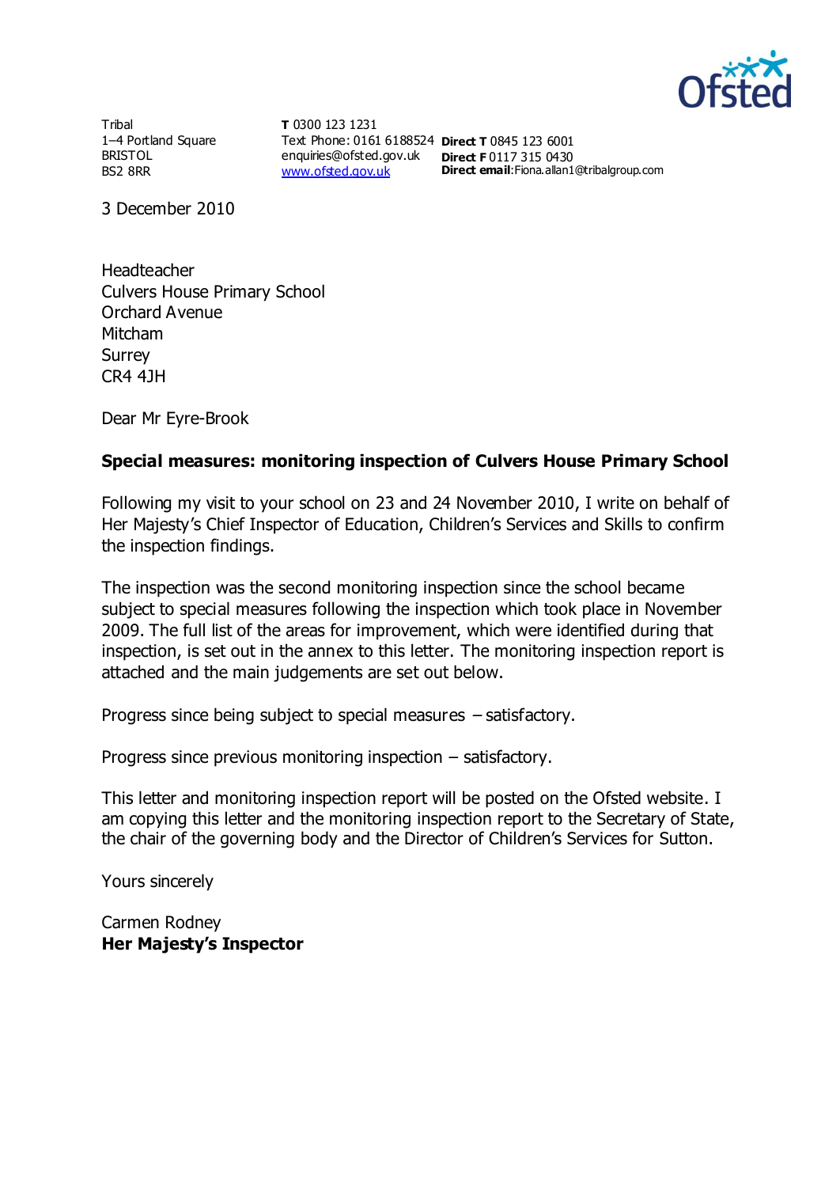Tribal
1–4 Portland Square
BRISTOL
BS2 8RR

**T** 0300 123 1231
Text Phone: 0161 6188524
enquiries@ofsted.gov.uk
www.ofsted.gov.uk

**Direct T** 0845 123 6001
**Direct F** 0117 315 0430
**Direct email**:Fiona.allan1@tribalgroup.com

3 December 2010

Headteacher
Culvers House Primary School
Orchard Avenue
Mitcham
Surrey
CR4 4JH

Dear Mr Eyre-Brook

**Special measures: monitoring inspection of Culvers House Primary School**

Following my visit to your school on 23 and 24 November 2010, I write on behalf of Her Majesty's Chief Inspector of Education, Children's Services and Skills to confirm the inspection findings.

The inspection was the second monitoring inspection since the school became subject to special measures following the inspection which took place in November 2009. The full list of the areas for improvement, which were identified during that inspection, is set out in the annex to this letter. The monitoring inspection report is attached and the main judgements are set out below.

Progress since being subject to special measures – satisfactory.

Progress since previous monitoring inspection – satisfactory.

This letter and monitoring inspection report will be posted on the Ofsted website. I am copying this letter and the monitoring inspection report to the Secretary of State, the chair of the governing body and the Director of Children's Services for Sutton.

Yours sincerely

Carmen Rodney
**Her Majesty's Inspector**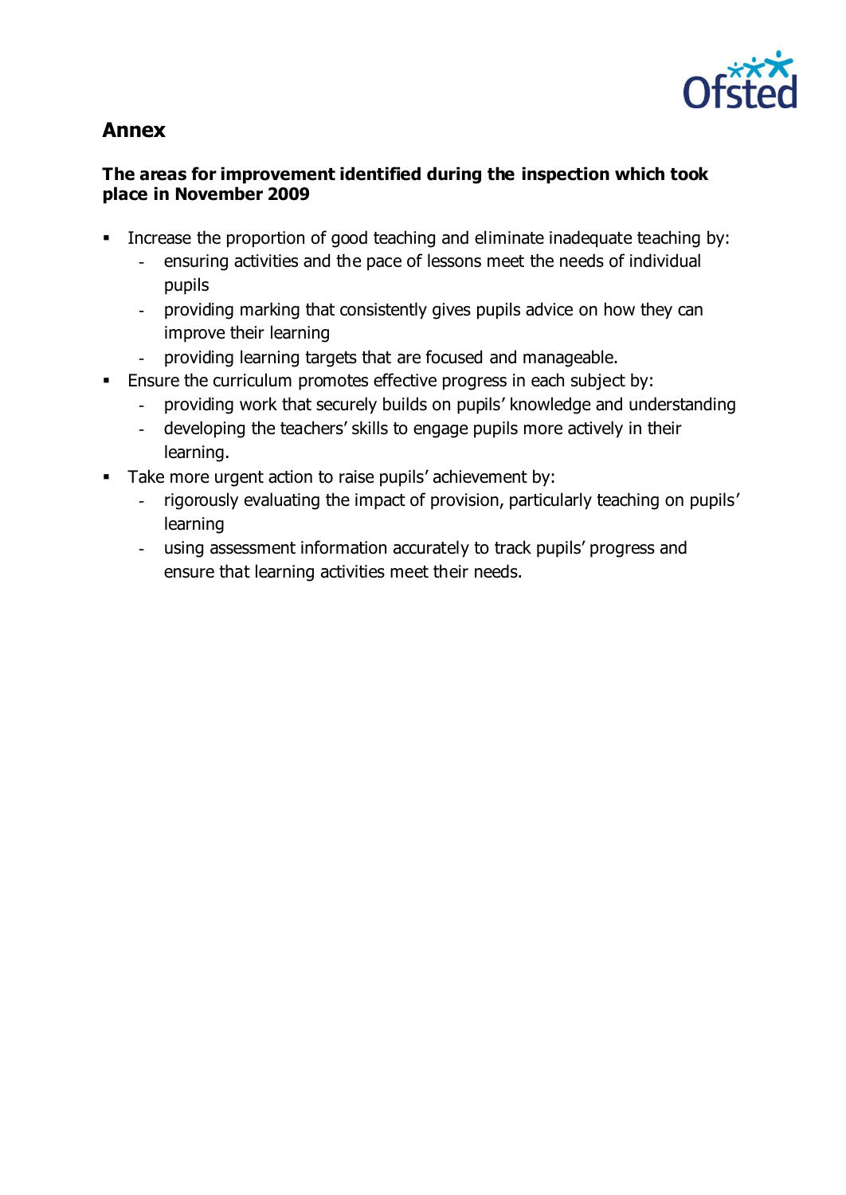## Annex

**The areas for improvement identified during the inspection which took place in November 2009**

- Increase the proportion of good teaching and eliminate inadequate teaching by:
  - ensuring activities and the pace of lessons meet the needs of individual pupils
  - providing marking that consistently gives pupils advice on how they can improve their learning
  - providing learning targets that are focused and manageable.
- Ensure the curriculum promotes effective progress in each subject by:
  - providing work that securely builds on pupils' knowledge and understanding
  - developing the teachers' skills to engage pupils more actively in their learning.
- Take more urgent action to raise pupils' achievement by:
  - rigorously evaluating the impact of provision, particularly teaching on pupils' learning
  - using assessment information accurately to track pupils' progress and ensure that learning activities meet their needs.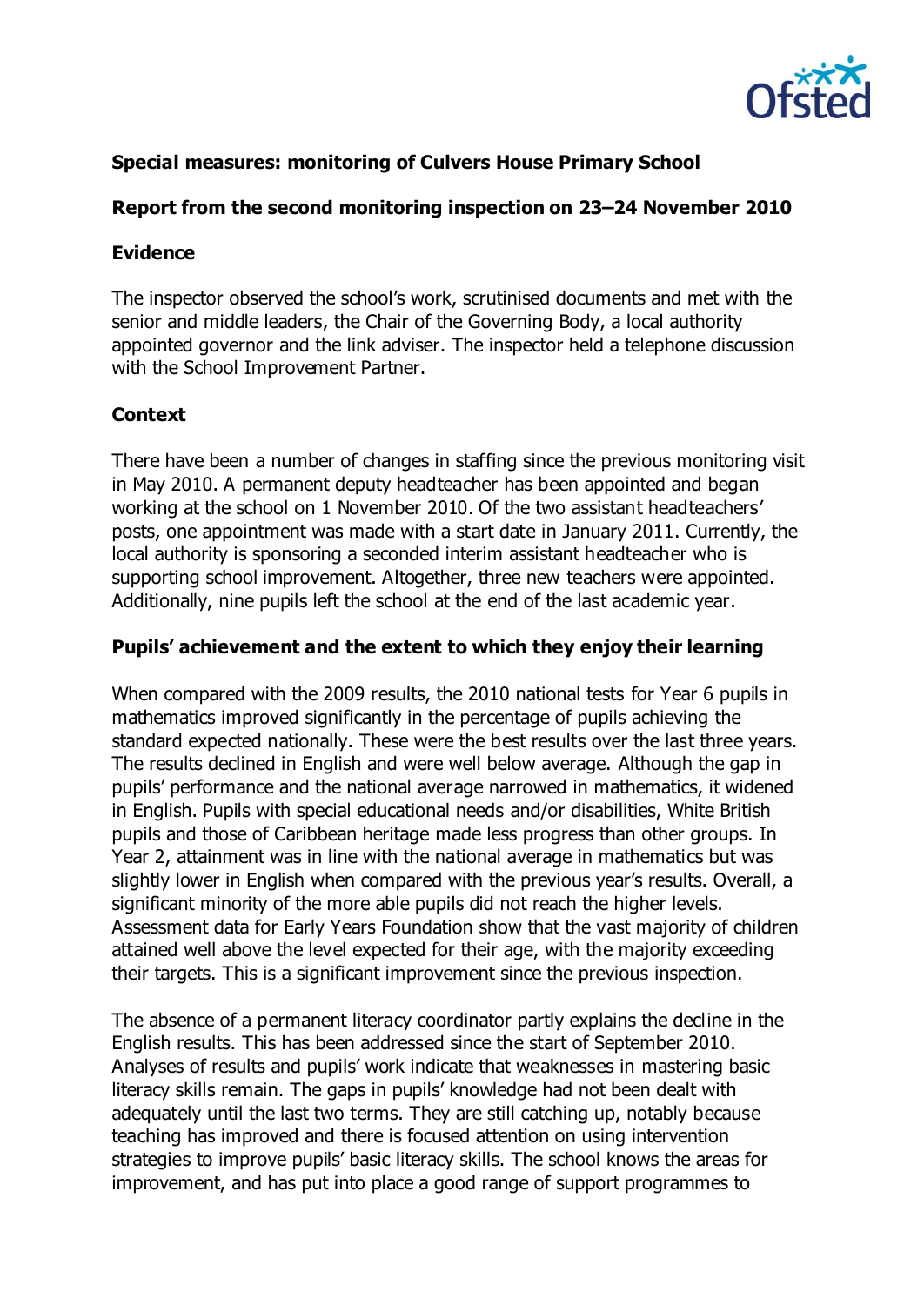**Special measures: monitoring of Culvers House Primary School**

**Report from the second monitoring inspection on 23–24 November 2010**

**Evidence**

The inspector observed the school's work, scrutinised documents and met with the senior and middle leaders, the Chair of the Governing Body, a local authority appointed governor and the link adviser. The inspector held a telephone discussion with the School Improvement Partner.

**Context**

There have been a number of changes in staffing since the previous monitoring visit in May 2010. A permanent deputy headteacher has been appointed and began working at the school on 1 November 2010. Of the two assistant headteachers' posts, one appointment was made with a start date in January 2011. Currently, the local authority is sponsoring a seconded interim assistant headteacher who is supporting school improvement. Altogether, three new teachers were appointed. Additionally, nine pupils left the school at the end of the last academic year.

**Pupils' achievement and the extent to which they enjoy their learning**

When compared with the 2009 results, the 2010 national tests for Year 6 pupils in mathematics improved significantly in the percentage of pupils achieving the standard expected nationally. These were the best results over the last three years. The results declined in English and were well below average. Although the gap in pupils' performance and the national average narrowed in mathematics, it widened in English. Pupils with special educational needs and/or disabilities, White British pupils and those of Caribbean heritage made less progress than other groups. In Year 2, attainment was in line with the national average in mathematics but was slightly lower in English when compared with the previous year's results. Overall, a significant minority of the more able pupils did not reach the higher levels. Assessment data for Early Years Foundation show that the vast majority of children attained well above the level expected for their age, with the majority exceeding their targets. This is a significant improvement since the previous inspection.

The absence of a permanent literacy coordinator partly explains the decline in the English results. This has been addressed since the start of September 2010. Analyses of results and pupils' work indicate that weaknesses in mastering basic literacy skills remain. The gaps in pupils' knowledge had not been dealt with adequately until the last two terms. They are still catching up, notably because teaching has improved and there is focused attention on using intervention strategies to improve pupils' basic literacy skills. The school knows the areas for improvement, and has put into place a good range of support programmes to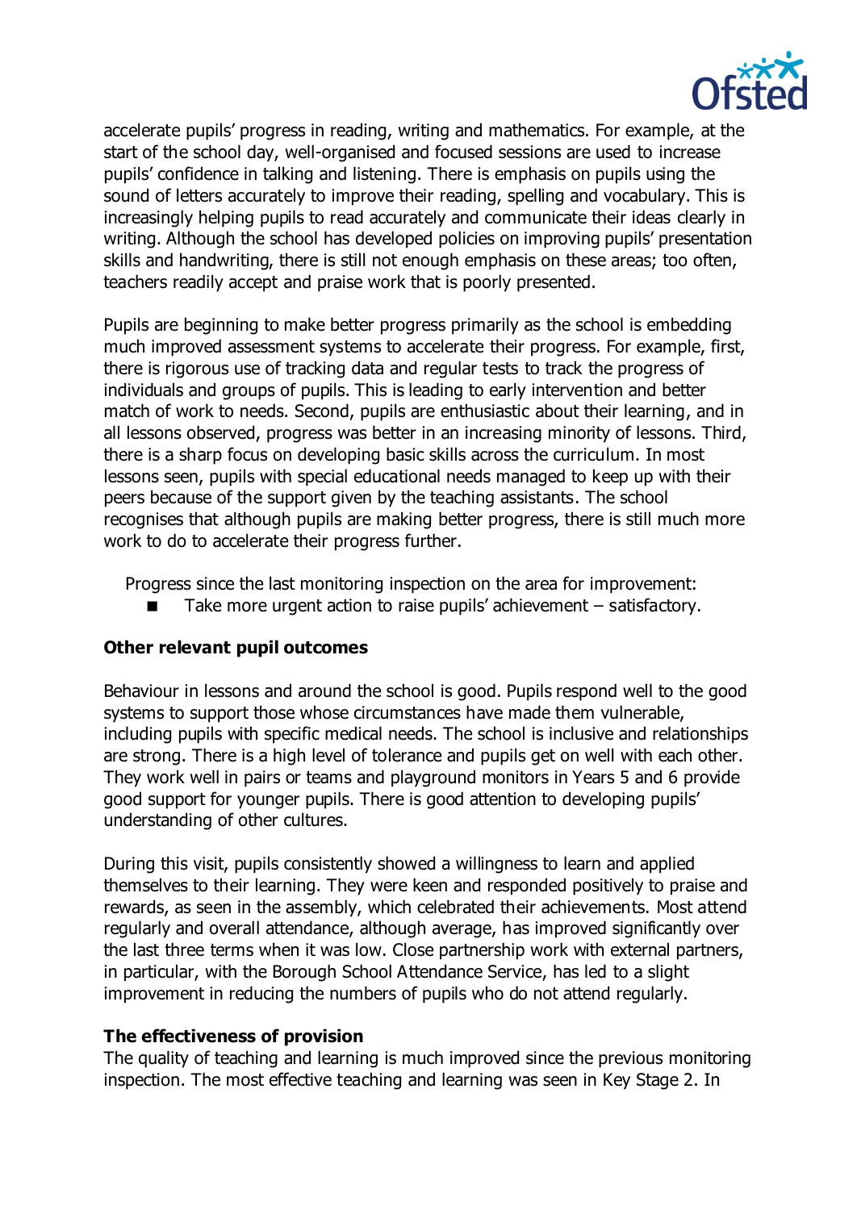accelerate pupils' progress in reading, writing and mathematics. For example, at the start of the school day, well-organised and focused sessions are used to increase pupils' confidence in talking and listening. There is emphasis on pupils using the sound of letters accurately to improve their reading, spelling and vocabulary. This is increasingly helping pupils to read accurately and communicate their ideas clearly in writing. Although the school has developed policies on improving pupils' presentation skills and handwriting, there is still not enough emphasis on these areas; too often, teachers readily accept and praise work that is poorly presented.

Pupils are beginning to make better progress primarily as the school is embedding much improved assessment systems to accelerate their progress. For example, first, there is rigorous use of tracking data and regular tests to track the progress of individuals and groups of pupils. This is leading to early intervention and better match of work to needs. Second, pupils are enthusiastic about their learning, and in all lessons observed, progress was better in an increasing minority of lessons. Third, there is a sharp focus on developing basic skills across the curriculum. In most lessons seen, pupils with special educational needs managed to keep up with their peers because of the support given by the teaching assistants. The school recognises that although pupils are making better progress, there is still much more work to do to accelerate their progress further.

Progress since the last monitoring inspection on the area for improvement:

- Take more urgent action to raise pupils' achievement – satisfactory.

**Other relevant pupil outcomes**

Behaviour in lessons and around the school is good. Pupils respond well to the good systems to support those whose circumstances have made them vulnerable, including pupils with specific medical needs. The school is inclusive and relationships are strong. There is a high level of tolerance and pupils get on well with each other. They work well in pairs or teams and playground monitors in Years 5 and 6 provide good support for younger pupils. There is good attention to developing pupils' understanding of other cultures.

During this visit, pupils consistently showed a willingness to learn and applied themselves to their learning. They were keen and responded positively to praise and rewards, as seen in the assembly, which celebrated their achievements. Most attend regularly and overall attendance, although average, has improved significantly over the last three terms when it was low. Close partnership work with external partners, in particular, with the Borough School Attendance Service, has led to a slight improvement in reducing the numbers of pupils who do not attend regularly.

**The effectiveness of provision**

The quality of teaching and learning is much improved since the previous monitoring inspection. The most effective teaching and learning was seen in Key Stage 2. In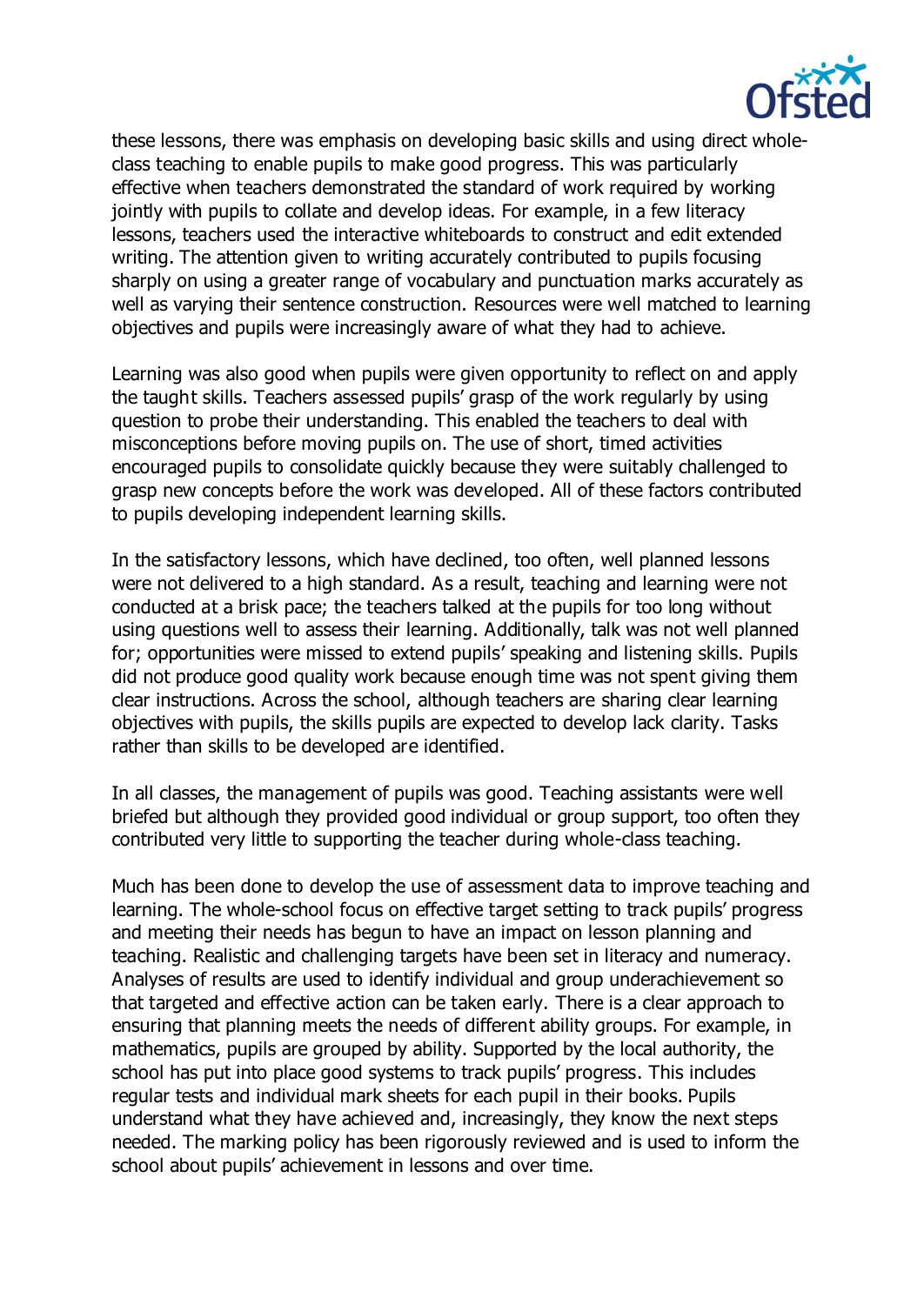these lessons, there was emphasis on developing basic skills and using direct whole-class teaching to enable pupils to make good progress. This was particularly effective when teachers demonstrated the standard of work required by working jointly with pupils to collate and develop ideas. For example, in a few literacy lessons, teachers used the interactive whiteboards to construct and edit extended writing. The attention given to writing accurately contributed to pupils focusing sharply on using a greater range of vocabulary and punctuation marks accurately as well as varying their sentence construction. Resources were well matched to learning objectives and pupils were increasingly aware of what they had to achieve.

Learning was also good when pupils were given opportunity to reflect on and apply the taught skills. Teachers assessed pupils' grasp of the work regularly by using question to probe their understanding. This enabled the teachers to deal with misconceptions before moving pupils on. The use of short, timed activities encouraged pupils to consolidate quickly because they were suitably challenged to grasp new concepts before the work was developed. All of these factors contributed to pupils developing independent learning skills.

In the satisfactory lessons, which have declined, too often, well planned lessons were not delivered to a high standard. As a result, teaching and learning were not conducted at a brisk pace; the teachers talked at the pupils for too long without using questions well to assess their learning. Additionally, talk was not well planned for; opportunities were missed to extend pupils' speaking and listening skills. Pupils did not produce good quality work because enough time was not spent giving them clear instructions. Across the school, although teachers are sharing clear learning objectives with pupils, the skills pupils are expected to develop lack clarity. Tasks rather than skills to be developed are identified.

In all classes, the management of pupils was good. Teaching assistants were well briefed but although they provided good individual or group support, too often they contributed very little to supporting the teacher during whole-class teaching.

Much has been done to develop the use of assessment data to improve teaching and learning. The whole-school focus on effective target setting to track pupils' progress and meeting their needs has begun to have an impact on lesson planning and teaching. Realistic and challenging targets have been set in literacy and numeracy. Analyses of results are used to identify individual and group underachievement so that targeted and effective action can be taken early. There is a clear approach to ensuring that planning meets the needs of different ability groups. For example, in mathematics, pupils are grouped by ability. Supported by the local authority, the school has put into place good systems to track pupils' progress. This includes regular tests and individual mark sheets for each pupil in their books. Pupils understand what they have achieved and, increasingly, they know the next steps needed. The marking policy has been rigorously reviewed and is used to inform the school about pupils' achievement in lessons and over time.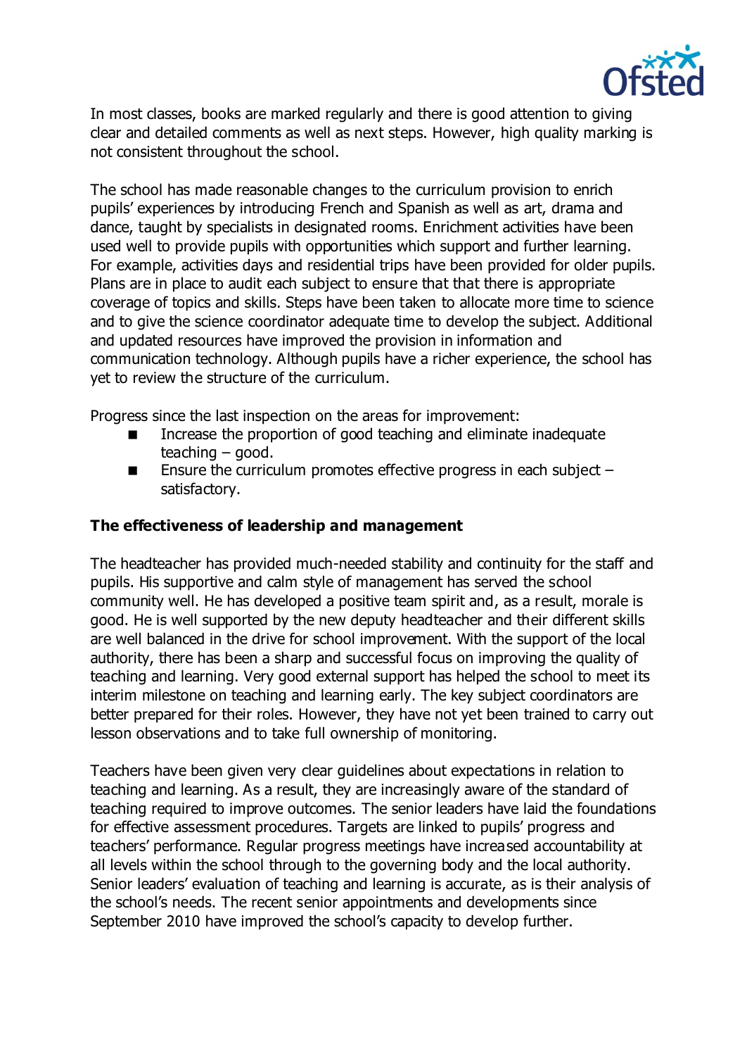In most classes, books are marked regularly and there is good attention to giving clear and detailed comments as well as next steps. However, high quality marking is not consistent throughout the school.

The school has made reasonable changes to the curriculum provision to enrich pupils' experiences by introducing French and Spanish as well as art, drama and dance, taught by specialists in designated rooms. Enrichment activities have been used well to provide pupils with opportunities which support and further learning. For example, activities days and residential trips have been provided for older pupils. Plans are in place to audit each subject to ensure that that there is appropriate coverage of topics and skills. Steps have been taken to allocate more time to science and to give the science coordinator adequate time to develop the subject. Additional and updated resources have improved the provision in information and communication technology. Although pupils have a richer experience, the school has yet to review the structure of the curriculum.

Progress since the last inspection on the areas for improvement:

- Increase the proportion of good teaching and eliminate inadequate teaching – good.
- Ensure the curriculum promotes effective progress in each subject – satisfactory.

**The effectiveness of leadership and management**

The headteacher has provided much-needed stability and continuity for the staff and pupils. His supportive and calm style of management has served the school community well. He has developed a positive team spirit and, as a result, morale is good. He is well supported by the new deputy headteacher and their different skills are well balanced in the drive for school improvement. With the support of the local authority, there has been a sharp and successful focus on improving the quality of teaching and learning. Very good external support has helped the school to meet its interim milestone on teaching and learning early. The key subject coordinators are better prepared for their roles. However, they have not yet been trained to carry out lesson observations and to take full ownership of monitoring.

Teachers have been given very clear guidelines about expectations in relation to teaching and learning. As a result, they are increasingly aware of the standard of teaching required to improve outcomes. The senior leaders have laid the foundations for effective assessment procedures. Targets are linked to pupils' progress and teachers' performance. Regular progress meetings have increased accountability at all levels within the school through to the governing body and the local authority. Senior leaders' evaluation of teaching and learning is accurate, as is their analysis of the school's needs. The recent senior appointments and developments since September 2010 have improved the school's capacity to develop further.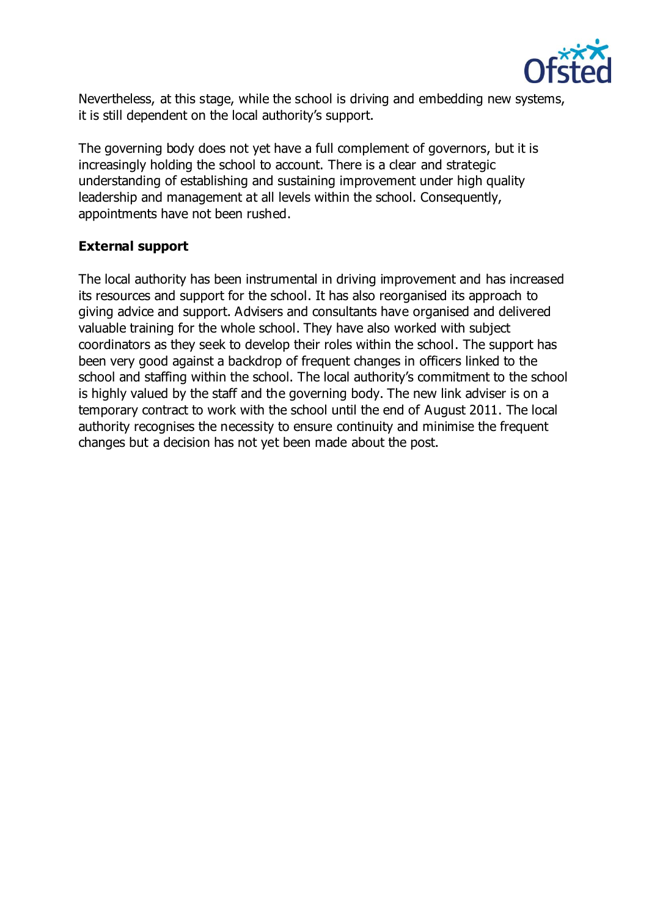Nevertheless, at this stage, while the school is driving and embedding new systems, it is still dependent on the local authority's support.

The governing body does not yet have a full complement of governors, but it is increasingly holding the school to account. There is a clear and strategic understanding of establishing and sustaining improvement under high quality leadership and management at all levels within the school. Consequently, appointments have not been rushed.

**External support**

The local authority has been instrumental in driving improvement and has increased its resources and support for the school. It has also reorganised its approach to giving advice and support. Advisers and consultants have organised and delivered valuable training for the whole school. They have also worked with subject coordinators as they seek to develop their roles within the school. The support has been very good against a backdrop of frequent changes in officers linked to the school and staffing within the school. The local authority's commitment to the school is highly valued by the staff and the governing body. The new link adviser is on a temporary contract to work with the school until the end of August 2011. The local authority recognises the necessity to ensure continuity and minimise the frequent changes but a decision has not yet been made about the post.